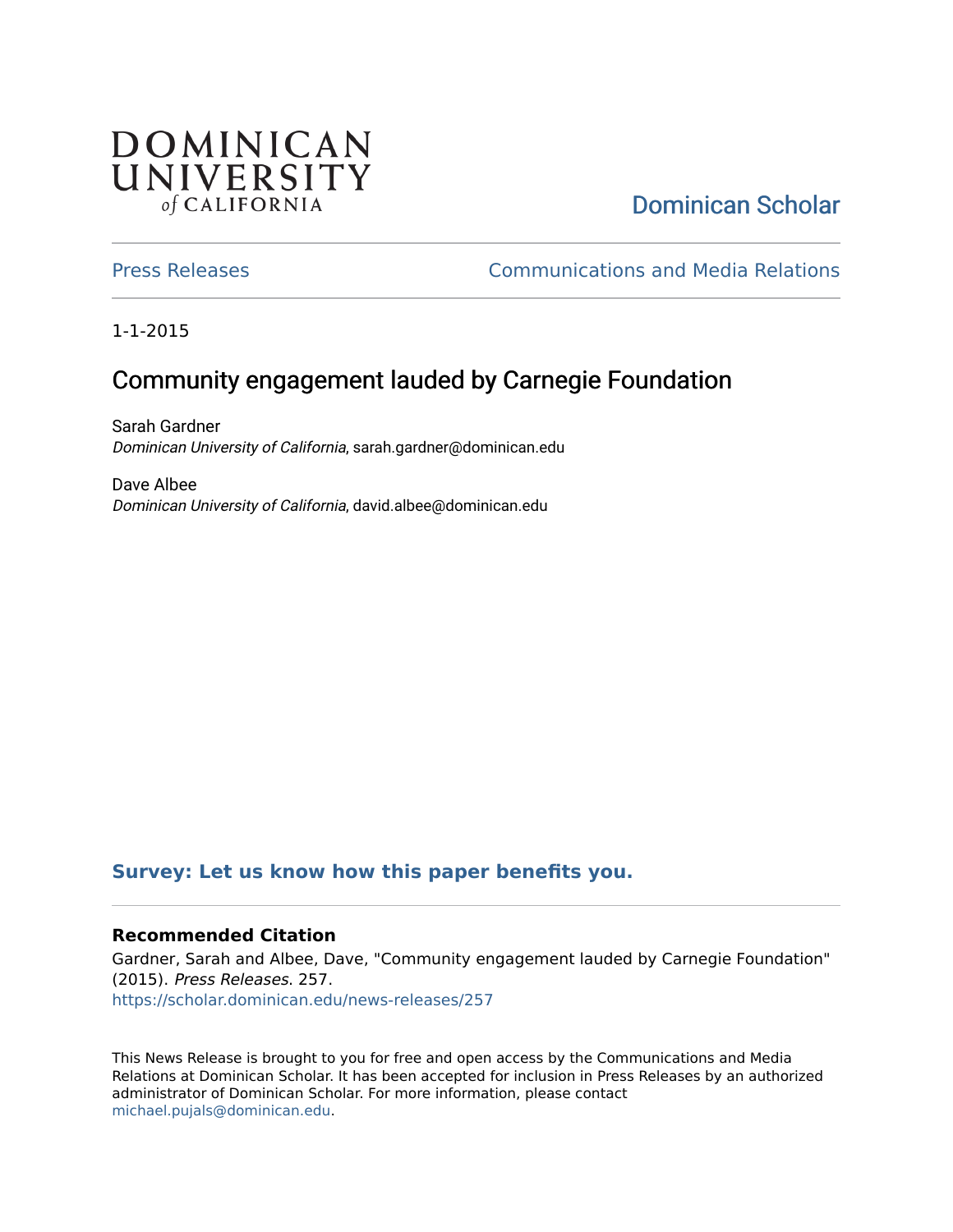DOMINICAN UNIVERSITY of CALIFORNIA

Dominican Scholar

Press Releases | Communications and Media Relations

1-1-2015

# Community engagement lauded by Carnegie Foundation

Sarah Gardner
*Dominican University of California*, sarah.gardner@dominican.edu

Dave Albee
*Dominican University of California*, david.albee@dominican.edu

**Survey: Let us know how this paper benefits you.**

### Recommended Citation

Gardner, Sarah and Albee, Dave, "Community engagement lauded by Carnegie Foundation" (2015). *Press Releases*. 257.
https://scholar.dominican.edu/news-releases/257

This News Release is brought to you for free and open access by the Communications and Media Relations at Dominican Scholar. It has been accepted for inclusion in Press Releases by an authorized administrator of Dominican Scholar. For more information, please contact michael.pujals@dominican.edu.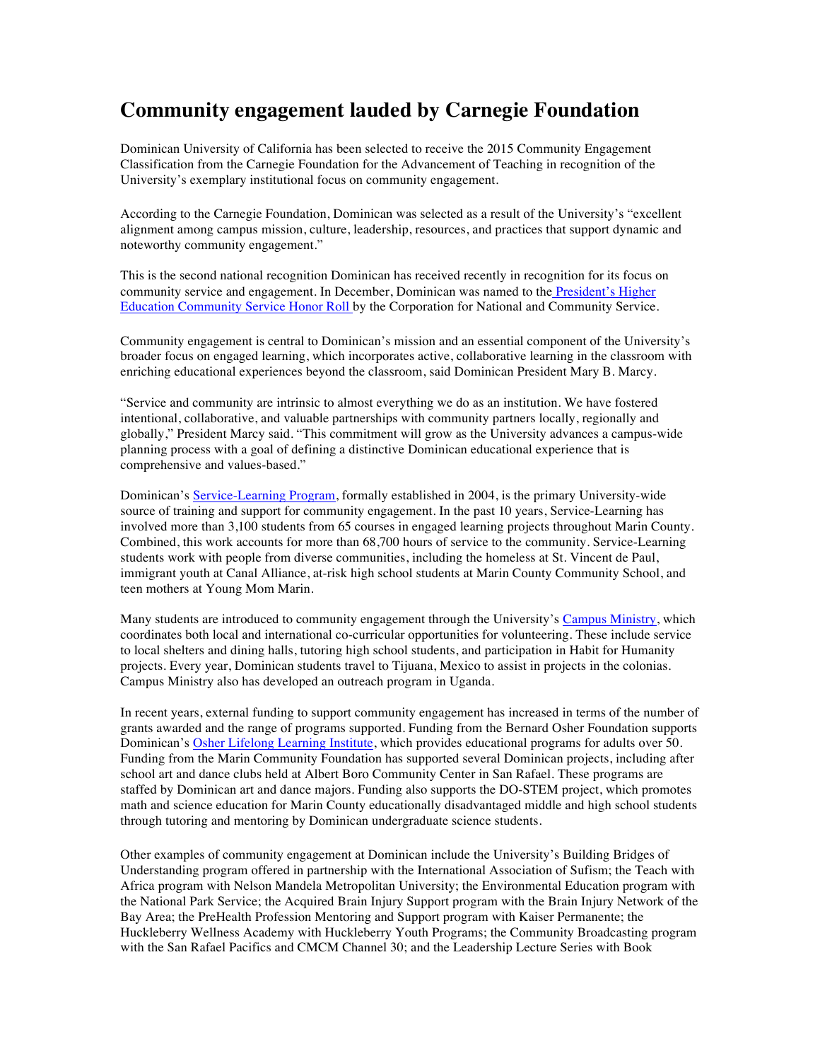# Community engagement lauded by Carnegie Foundation

Dominican University of California has been selected to receive the 2015 Community Engagement Classification from the Carnegie Foundation for the Advancement of Teaching in recognition of the University's exemplary institutional focus on community engagement.

According to the Carnegie Foundation, Dominican was selected as a result of the University's "excellent alignment among campus mission, culture, leadership, resources, and practices that support dynamic and noteworthy community engagement."

This is the second national recognition Dominican has received recently in recognition for its focus on community service and engagement. In December, Dominican was named to the President's Higher Education Community Service Honor Roll by the Corporation for National and Community Service.

Community engagement is central to Dominican's mission and an essential component of the University's broader focus on engaged learning, which incorporates active, collaborative learning in the classroom with enriching educational experiences beyond the classroom, said Dominican President Mary B. Marcy.

"Service and community are intrinsic to almost everything we do as an institution. We have fostered intentional, collaborative, and valuable partnerships with community partners locally, regionally and globally," President Marcy said. "This commitment will grow as the University advances a campus-wide planning process with a goal of defining a distinctive Dominican educational experience that is comprehensive and values-based."

Dominican's Service-Learning Program, formally established in 2004, is the primary University-wide source of training and support for community engagement. In the past 10 years, Service-Learning has involved more than 3,100 students from 65 courses in engaged learning projects throughout Marin County. Combined, this work accounts for more than 68,700 hours of service to the community. Service-Learning students work with people from diverse communities, including the homeless at St. Vincent de Paul, immigrant youth at Canal Alliance, at-risk high school students at Marin County Community School, and teen mothers at Young Mom Marin.

Many students are introduced to community engagement through the University's Campus Ministry, which coordinates both local and international co-curricular opportunities for volunteering. These include service to local shelters and dining halls, tutoring high school students, and participation in Habit for Humanity projects. Every year, Dominican students travel to Tijuana, Mexico to assist in projects in the colonias. Campus Ministry also has developed an outreach program in Uganda.

In recent years, external funding to support community engagement has increased in terms of the number of grants awarded and the range of programs supported. Funding from the Bernard Osher Foundation supports Dominican's Osher Lifelong Learning Institute, which provides educational programs for adults over 50. Funding from the Marin Community Foundation has supported several Dominican projects, including after school art and dance clubs held at Albert Boro Community Center in San Rafael. These programs are staffed by Dominican art and dance majors. Funding also supports the DO-STEM project, which promotes math and science education for Marin County educationally disadvantaged middle and high school students through tutoring and mentoring by Dominican undergraduate science students.

Other examples of community engagement at Dominican include the University's Building Bridges of Understanding program offered in partnership with the International Association of Sufism; the Teach with Africa program with Nelson Mandela Metropolitan University; the Environmental Education program with the National Park Service; the Acquired Brain Injury Support program with the Brain Injury Network of the Bay Area; the PreHealth Profession Mentoring and Support program with Kaiser Permanente; the Huckleberry Wellness Academy with Huckleberry Youth Programs; the Community Broadcasting program with the San Rafael Pacifics and CMCM Channel 30; and the Leadership Lecture Series with Book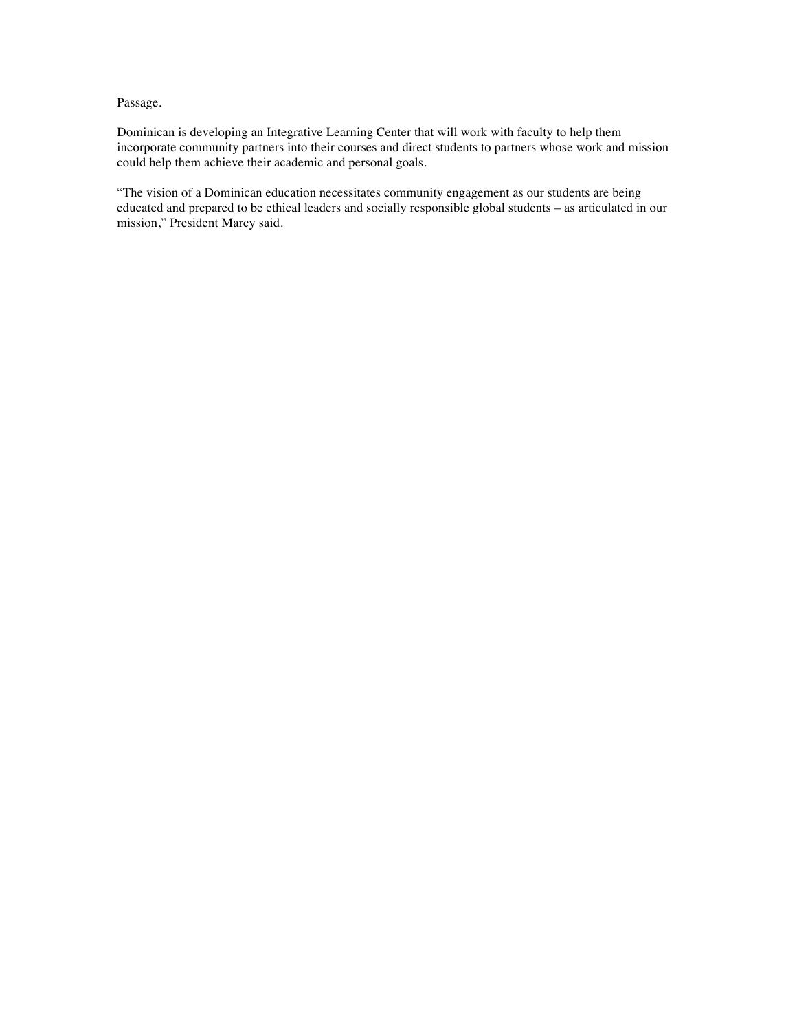Passage.

Dominican is developing an Integrative Learning Center that will work with faculty to help them incorporate community partners into their courses and direct students to partners whose work and mission could help them achieve their academic and personal goals.

“The vision of a Dominican education necessitates community engagement as our students are being educated and prepared to be ethical leaders and socially responsible global students – as articulated in our mission,” President Marcy said.